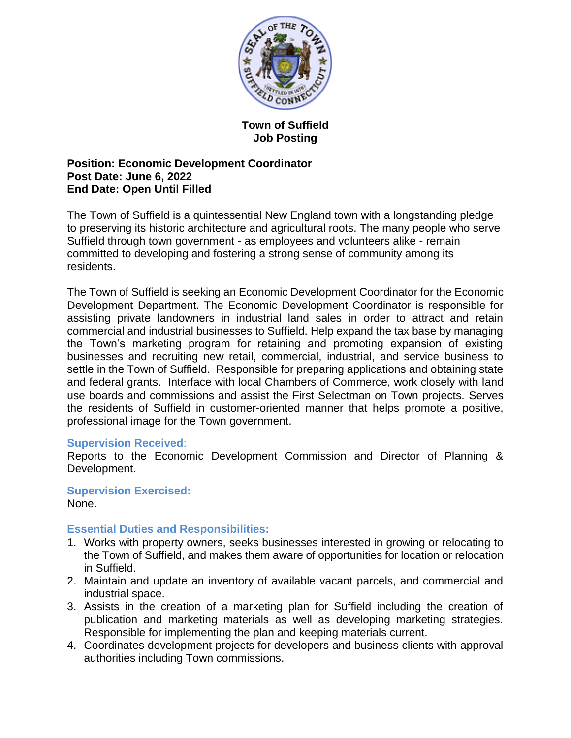**Town of Suffield**
**Job Posting**

**Position: Economic Development Coordinator**
**Post Date: June 6, 2022**
**End Date: Open Until Filled**

The Town of Suffield is a quintessential New England town with a longstanding pledge to preserving its historic architecture and agricultural roots. The many people who serve Suffield through town government - as employees and volunteers alike - remain committed to developing and fostering a strong sense of community among its residents.

The Town of Suffield is seeking an Economic Development Coordinator for the Economic Development Department. The Economic Development Coordinator is responsible for assisting private landowners in industrial land sales in order to attract and retain commercial and industrial businesses to Suffield. Help expand the tax base by managing the Town's marketing program for retaining and promoting expansion of existing businesses and recruiting new retail, commercial, industrial, and service business to settle in the Town of Suffield. Responsible for preparing applications and obtaining state and federal grants. Interface with local Chambers of Commerce, work closely with land use boards and commissions and assist the First Selectman on Town projects. Serves the residents of Suffield in customer-oriented manner that helps promote a positive, professional image for the Town government.

### Supervision Received:

Reports to the Economic Development Commission and Director of Planning & Development.

### Supervision Exercised:

None.

### Essential Duties and Responsibilities:

1. Works with property owners, seeks businesses interested in growing or relocating to the Town of Suffield, and makes them aware of opportunities for location or relocation in Suffield.
2. Maintain and update an inventory of available vacant parcels, and commercial and industrial space.
3. Assists in the creation of a marketing plan for Suffield including the creation of publication and marketing materials as well as developing marketing strategies. Responsible for implementing the plan and keeping materials current.
4. Coordinates development projects for developers and business clients with approval authorities including Town commissions.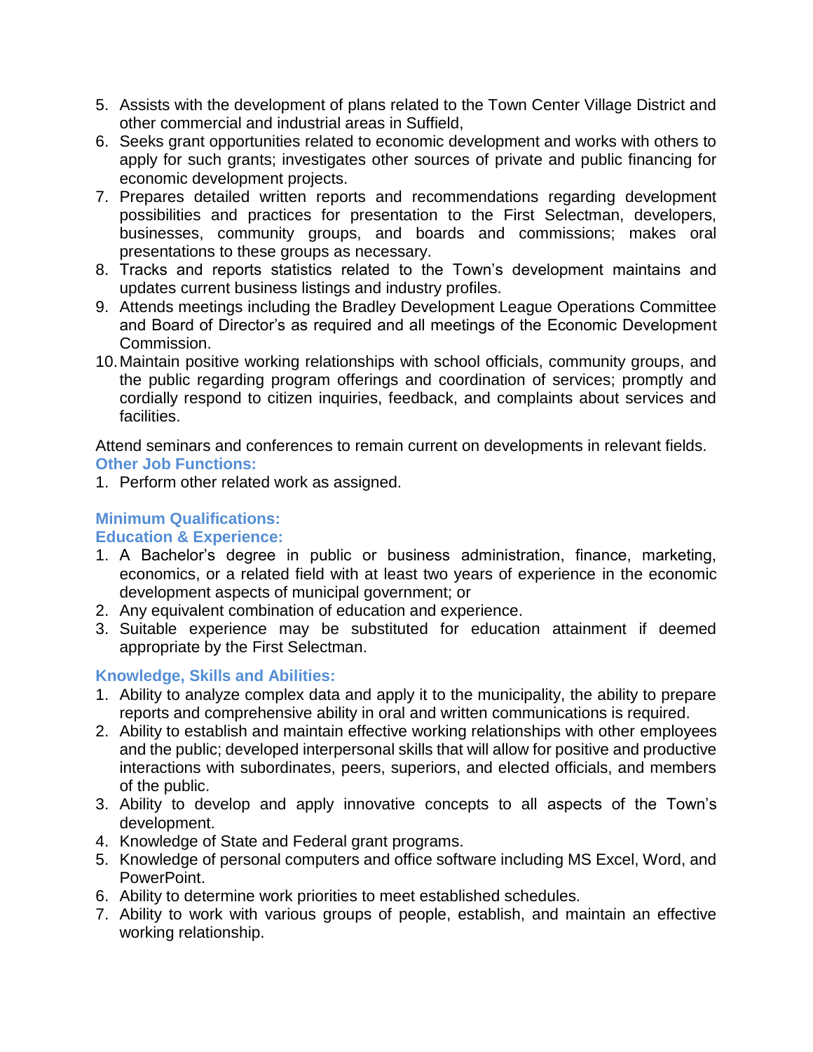5. Assists with the development of plans related to the Town Center Village District and other commercial and industrial areas in Suffield,
6. Seeks grant opportunities related to economic development and works with others to apply for such grants; investigates other sources of private and public financing for economic development projects.
7. Prepares detailed written reports and recommendations regarding development possibilities and practices for presentation to the First Selectman, developers, businesses, community groups, and boards and commissions; makes oral presentations to these groups as necessary.
8. Tracks and reports statistics related to the Town's development maintains and updates current business listings and industry profiles.
9. Attends meetings including the Bradley Development League Operations Committee and Board of Director's as required and all meetings of the Economic Development Commission.
10. Maintain positive working relationships with school officials, community groups, and the public regarding program offerings and coordination of services; promptly and cordially respond to citizen inquiries, feedback, and complaints about services and facilities.

Attend seminars and conferences to remain current on developments in relevant fields.

### Other Job Functions:

1. Perform other related work as assigned.

### Minimum Qualifications:

### Education & Experience:

1. A Bachelor's degree in public or business administration, finance, marketing, economics, or a related field with at least two years of experience in the economic development aspects of municipal government; or
2. Any equivalent combination of education and experience.
3. Suitable experience may be substituted for education attainment if deemed appropriate by the First Selectman.

### Knowledge, Skills and Abilities:

1. Ability to analyze complex data and apply it to the municipality, the ability to prepare reports and comprehensive ability in oral and written communications is required.
2. Ability to establish and maintain effective working relationships with other employees and the public; developed interpersonal skills that will allow for positive and productive interactions with subordinates, peers, superiors, and elected officials, and members of the public.
3. Ability to develop and apply innovative concepts to all aspects of the Town's development.
4. Knowledge of State and Federal grant programs.
5. Knowledge of personal computers and office software including MS Excel, Word, and PowerPoint.
6. Ability to determine work priorities to meet established schedules.
7. Ability to work with various groups of people, establish, and maintain an effective working relationship.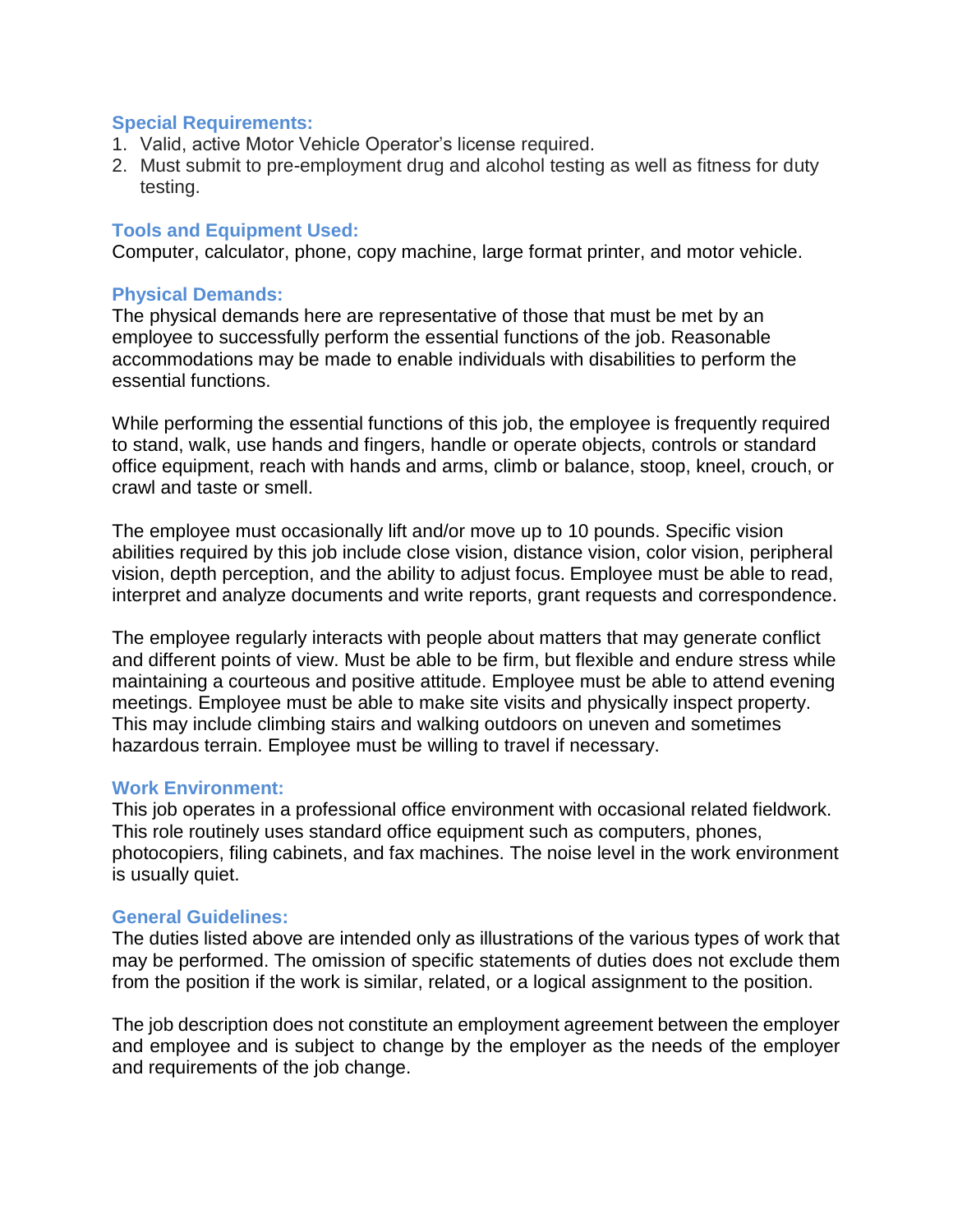### Special Requirements:

1. Valid, active Motor Vehicle Operator's license required.
2. Must submit to pre-employment drug and alcohol testing as well as fitness for duty testing.

### Tools and Equipment Used:

Computer, calculator, phone, copy machine, large format printer, and motor vehicle.

### Physical Demands:

The physical demands here are representative of those that must be met by an employee to successfully perform the essential functions of the job. Reasonable accommodations may be made to enable individuals with disabilities to perform the essential functions.

While performing the essential functions of this job, the employee is frequently required to stand, walk, use hands and fingers, handle or operate objects, controls or standard office equipment, reach with hands and arms, climb or balance, stoop, kneel, crouch, or crawl and taste or smell.

The employee must occasionally lift and/or move up to 10 pounds. Specific vision abilities required by this job include close vision, distance vision, color vision, peripheral vision, depth perception, and the ability to adjust focus. Employee must be able to read, interpret and analyze documents and write reports, grant requests and correspondence.

The employee regularly interacts with people about matters that may generate conflict and different points of view. Must be able to be firm, but flexible and endure stress while maintaining a courteous and positive attitude. Employee must be able to attend evening meetings. Employee must be able to make site visits and physically inspect property. This may include climbing stairs and walking outdoors on uneven and sometimes hazardous terrain. Employee must be willing to travel if necessary.

### Work Environment:

This job operates in a professional office environment with occasional related fieldwork. This role routinely uses standard office equipment such as computers, phones, photocopiers, filing cabinets, and fax machines. The noise level in the work environment is usually quiet.

### General Guidelines:

The duties listed above are intended only as illustrations of the various types of work that may be performed. The omission of specific statements of duties does not exclude them from the position if the work is similar, related, or a logical assignment to the position.

The job description does not constitute an employment agreement between the employer and employee and is subject to change by the employer as the needs of the employer and requirements of the job change.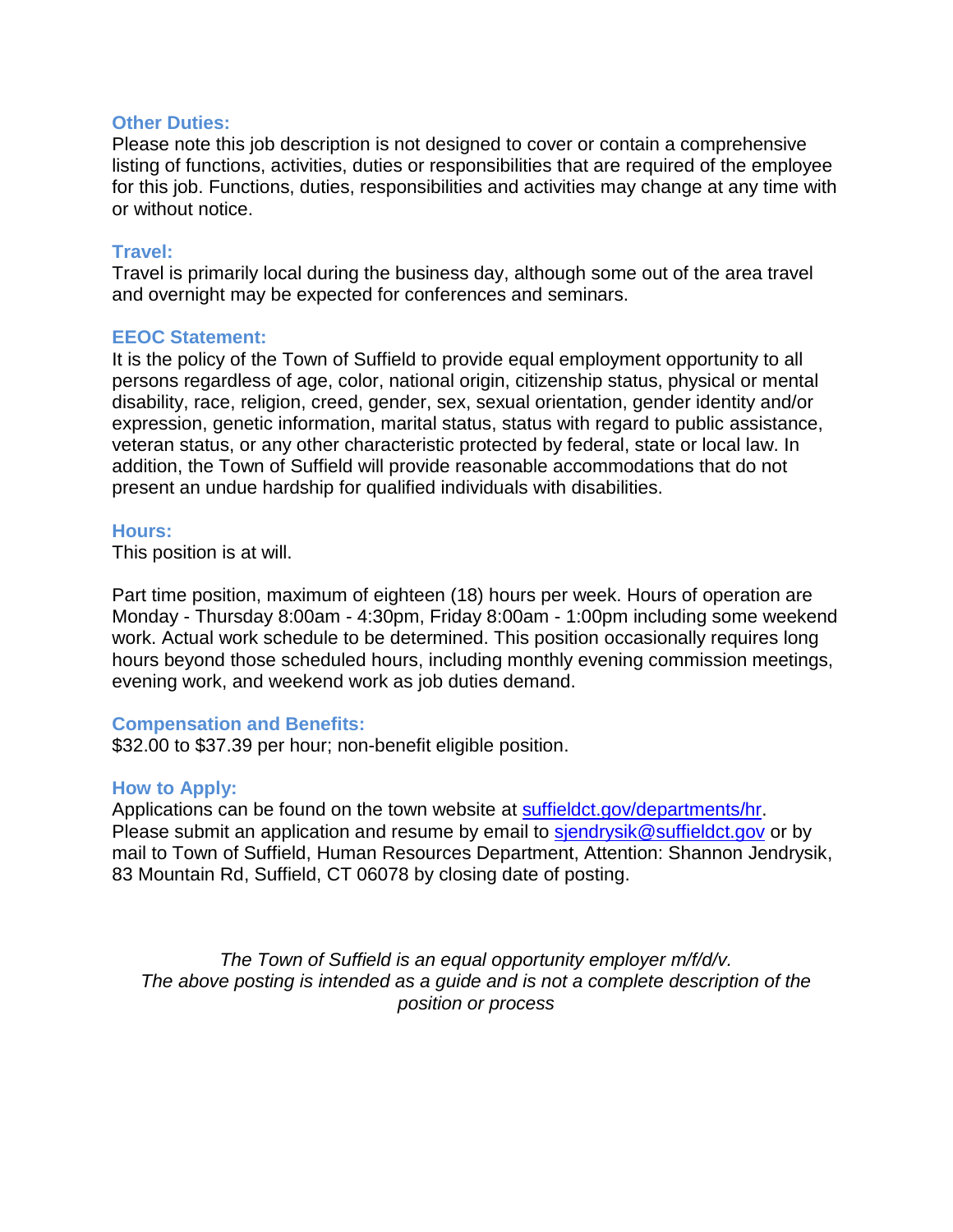### Other Duties:

Please note this job description is not designed to cover or contain a comprehensive listing of functions, activities, duties or responsibilities that are required of the employee for this job. Functions, duties, responsibilities and activities may change at any time with or without notice.

### Travel:

Travel is primarily local during the business day, although some out of the area travel and overnight may be expected for conferences and seminars.

### EEOC Statement:

It is the policy of the Town of Suffield to provide equal employment opportunity to all persons regardless of age, color, national origin, citizenship status, physical or mental disability, race, religion, creed, gender, sex, sexual orientation, gender identity and/or expression, genetic information, marital status, status with regard to public assistance, veteran status, or any other characteristic protected by federal, state or local law. In addition, the Town of Suffield will provide reasonable accommodations that do not present an undue hardship for qualified individuals with disabilities.

### Hours:

This position is at will.

Part time position, maximum of eighteen (18) hours per week. Hours of operation are Monday - Thursday 8:00am - 4:30pm, Friday 8:00am - 1:00pm including some weekend work. Actual work schedule to be determined. This position occasionally requires long hours beyond those scheduled hours, including monthly evening commission meetings, evening work, and weekend work as job duties demand.

### Compensation and Benefits:

$32.00 to $37.39 per hour; non-benefit eligible position.

### How to Apply:

Applications can be found on the town website at [suffieldct.gov/departments/hr](suffieldct.gov/departments/hr). Please submit an application and resume by email to [sjendrysik@suffieldct.gov](mailto:sjendrysik@suffieldct.gov) or by mail to Town of Suffield, Human Resources Department, Attention: Shannon Jendrysik, 83 Mountain Rd, Suffield, CT 06078 by closing date of posting.

*The Town of Suffield is an equal opportunity employer m/f/d/v.*
*The above posting is intended as a guide and is not a complete description of the position or process*